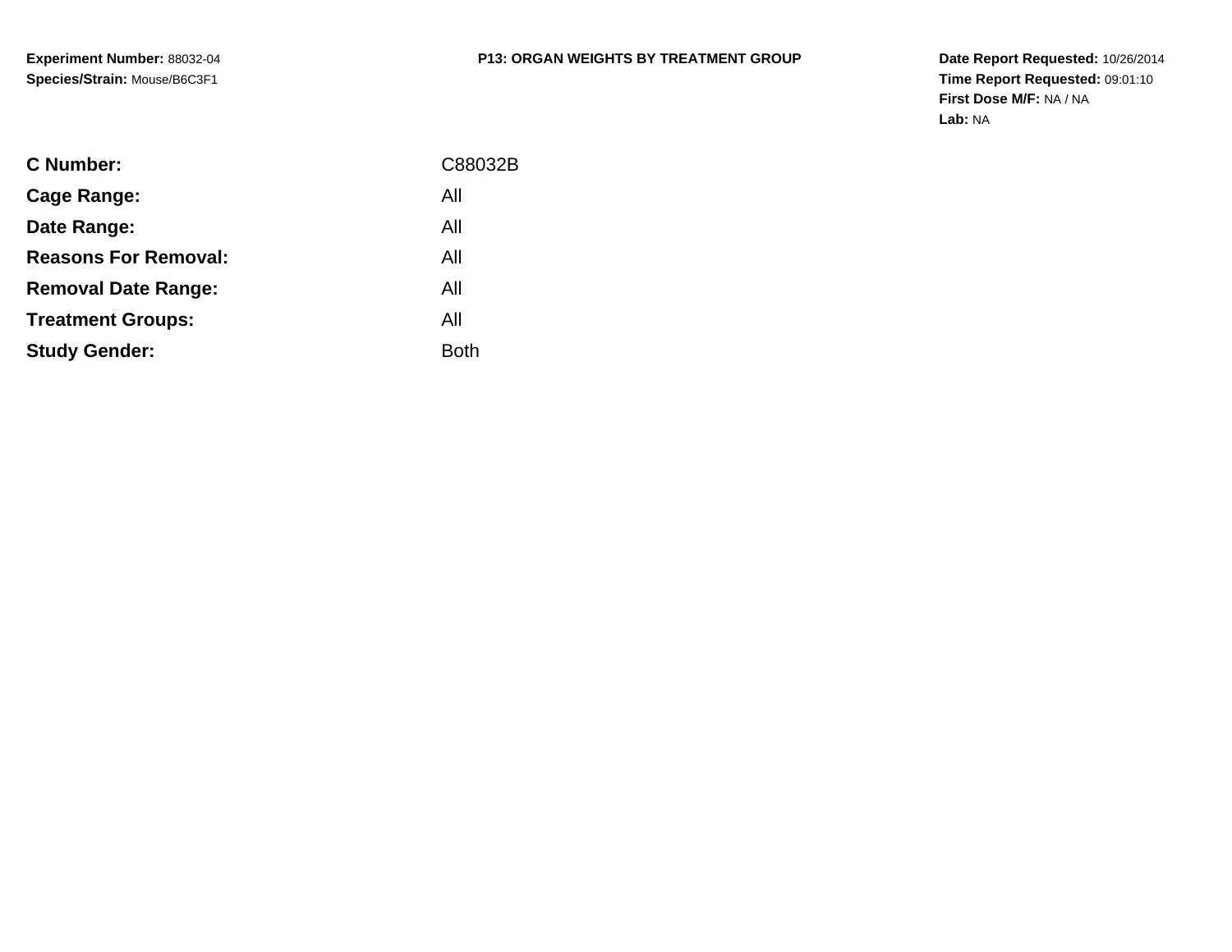**Experiment Number:** 88032-04
**Species/Strain:** Mouse/B6C3F1

# P13: ORGAN WEIGHTS BY TREATMENT GROUP

**Date Report Requested:** 10/26/2014
**Time Report Requested:** 09:01:10
**First Dose M/F:** NA / NA
**Lab:** NA

| | |
|---|---|
| **C Number:** | C88032B |
| **Cage Range:** | All |
| **Date Range:** | All |
| **Reasons For Removal:** | All |
| **Removal Date Range:** | All |
| **Treatment Groups:** | All |
| **Study Gender:** | Both |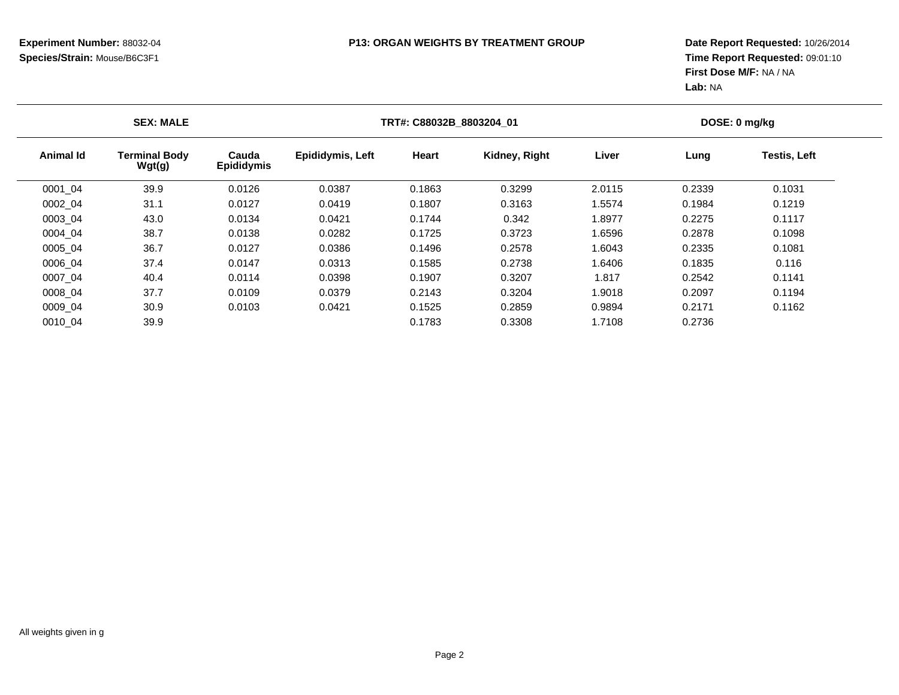**Experiment Number:** 88032-04
**Species/Strain:** Mouse/B6C3F1

**P13: ORGAN WEIGHTS BY TREATMENT GROUP**

**Date Report Requested:** 10/26/2014
**Time Report Requested:** 09:01:10
**First Dose M/F:** NA / NA
**Lab:** NA

| SEX: MALE | | | | TRT#: C88032B_8803204_01 | | | DOSE: 0 mg/kg | |
|---|---|---|---|---|---|---|---|---|
| **Animal Id** | **Terminal Body Wgt(g)** | **Cauda Epididymis** | **Epididymis, Left** | **Heart** | **Kidney, Right** | **Liver** | **Lung** | **Testis, Left** |
| 0001_04 | 39.9 | 0.0126 | 0.0387 | 0.1863 | 0.3299 | 2.0115 | 0.2339 | 0.1031 |
| 0002_04 | 31.1 | 0.0127 | 0.0419 | 0.1807 | 0.3163 | 1.5574 | 0.1984 | 0.1219 |
| 0003_04 | 43.0 | 0.0134 | 0.0421 | 0.1744 | 0.342 | 1.8977 | 0.2275 | 0.1117 |
| 0004_04 | 38.7 | 0.0138 | 0.0282 | 0.1725 | 0.3723 | 1.6596 | 0.2878 | 0.1098 |
| 0005_04 | 36.7 | 0.0127 | 0.0386 | 0.1496 | 0.2578 | 1.6043 | 0.2335 | 0.1081 |
| 0006_04 | 37.4 | 0.0147 | 0.0313 | 0.1585 | 0.2738 | 1.6406 | 0.1835 | 0.116 |
| 0007_04 | 40.4 | 0.0114 | 0.0398 | 0.1907 | 0.3207 | 1.817 | 0.2542 | 0.1141 |
| 0008_04 | 37.7 | 0.0109 | 0.0379 | 0.2143 | 0.3204 | 1.9018 | 0.2097 | 0.1194 |
| 0009_04 | 30.9 | 0.0103 | 0.0421 | 0.1525 | 0.2859 | 0.9894 | 0.2171 | 0.1162 |
| 0010_04 | 39.9 | | | 0.1783 | 0.3308 | 1.7108 | 0.2736 | |

All weights given in g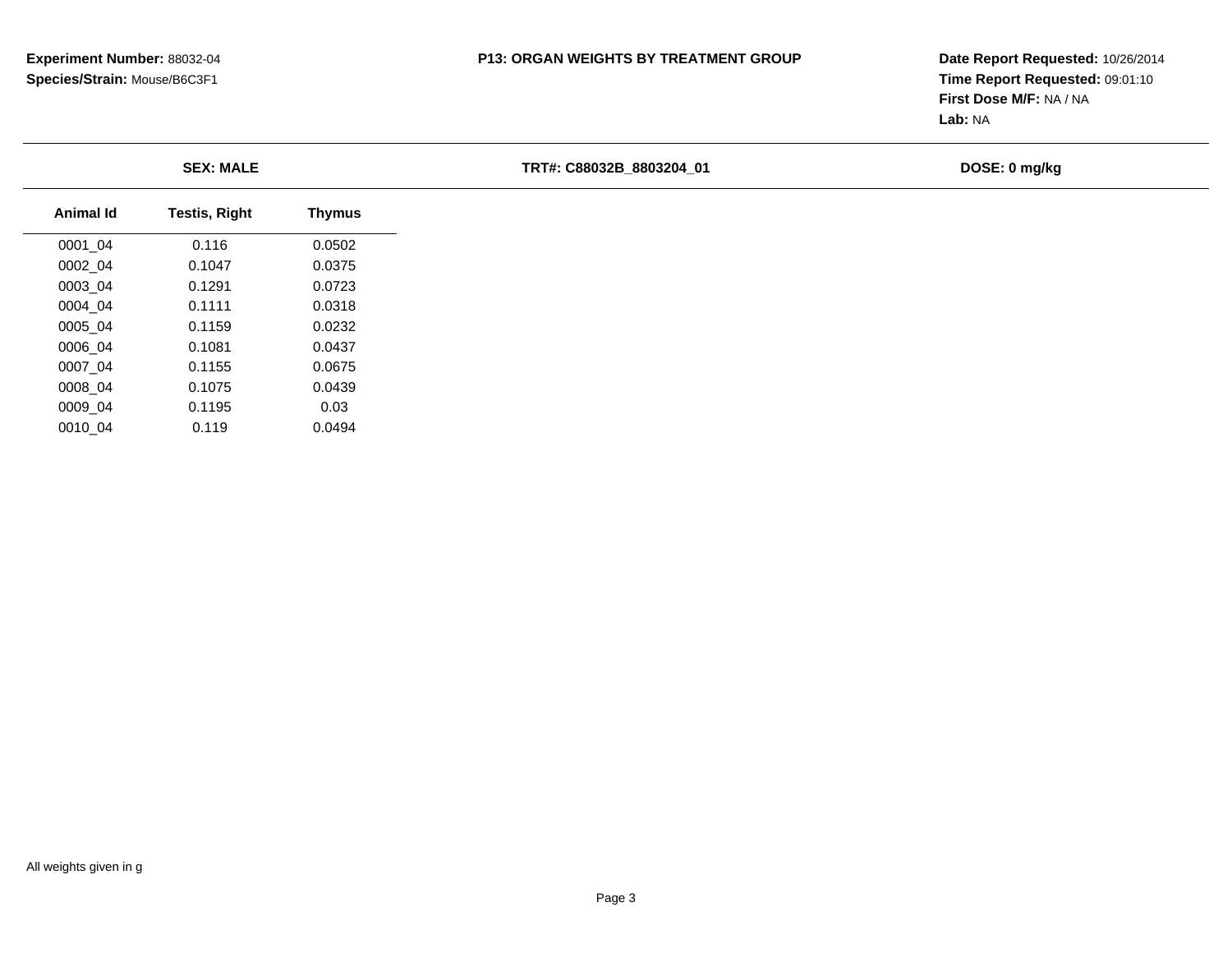**Experiment Number:** 88032-04
**Species/Strain:** Mouse/B6C3F1

**P13: ORGAN WEIGHTS BY TREATMENT GROUP**

**Date Report Requested:** 10/26/2014
**Time Report Requested:** 09:01:10
**First Dose M/F:** NA / NA
**Lab:** NA

**SEX: MALE** | **TRT#: C88032B_8803204_01** | **DOSE: 0 mg/kg**

| Animal Id | Testis, Right | Thymus |
|---|---|---|
| 0001_04 | 0.116 | 0.0502 |
| 0002_04 | 0.1047 | 0.0375 |
| 0003_04 | 0.1291 | 0.0723 |
| 0004_04 | 0.1111 | 0.0318 |
| 0005_04 | 0.1159 | 0.0232 |
| 0006_04 | 0.1081 | 0.0437 |
| 0007_04 | 0.1155 | 0.0675 |
| 0008_04 | 0.1075 | 0.0439 |
| 0009_04 | 0.1195 | 0.03 |
| 0010_04 | 0.119 | 0.0494 |

All weights given in g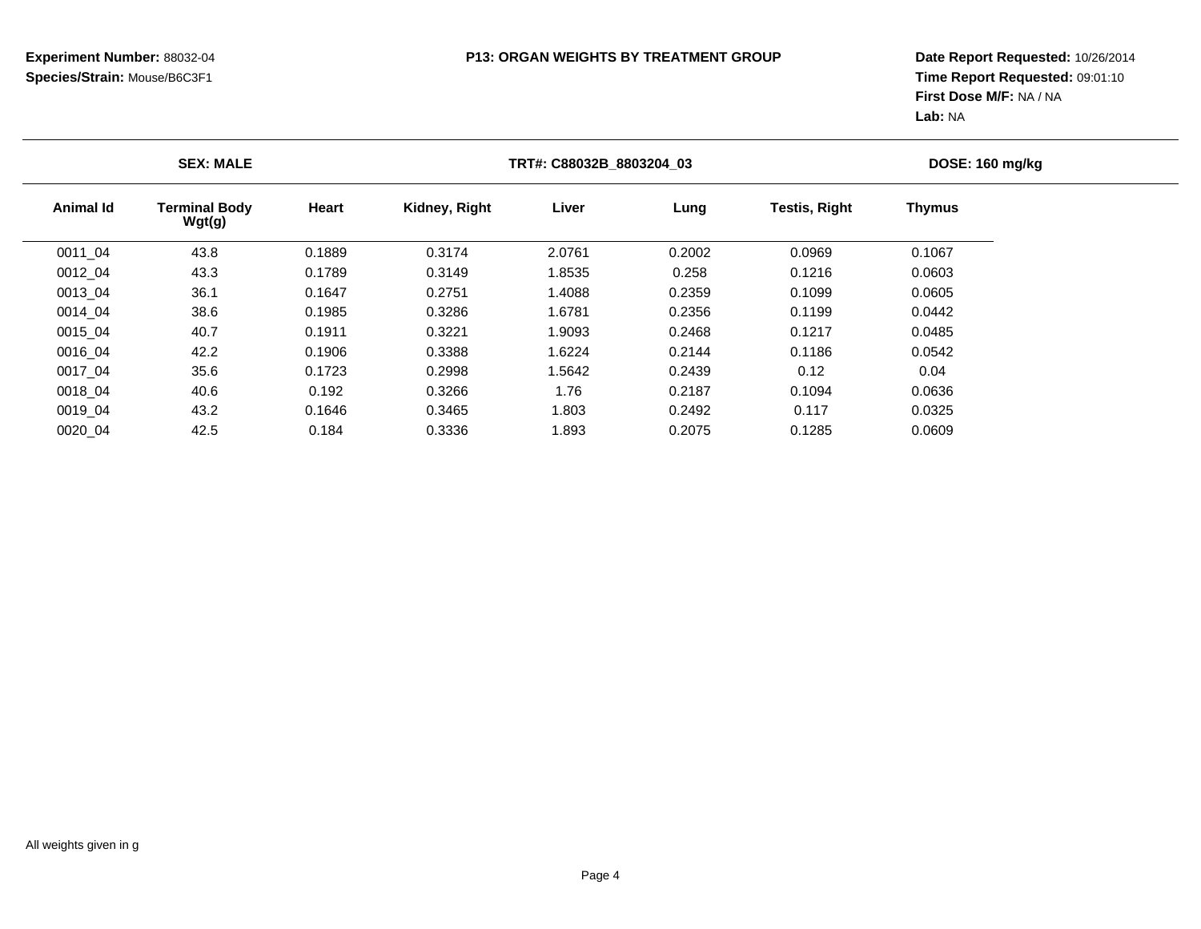**Experiment Number:** 88032-04
**Species/Strain:** Mouse/B6C3F1

**P13: ORGAN WEIGHTS BY TREATMENT GROUP**

**Date Report Requested:** 10/26/2014
**Time Report Requested:** 09:01:10
**First Dose M/F:** NA / NA
**Lab:** NA

**SEX: MALE** | **TRT#: C88032B_8803204_03** | **DOSE: 160 mg/kg**

| Animal Id | Terminal Body Wgt(g) | Heart | Kidney, Right | Liver | Lung | Testis, Right | Thymus |
|---|---|---|---|---|---|---|---|
| 0011_04 | 43.8 | 0.1889 | 0.3174 | 2.0761 | 0.2002 | 0.0969 | 0.1067 |
| 0012_04 | 43.3 | 0.1789 | 0.3149 | 1.8535 | 0.258 | 0.1216 | 0.0603 |
| 0013_04 | 36.1 | 0.1647 | 0.2751 | 1.4088 | 0.2359 | 0.1099 | 0.0605 |
| 0014_04 | 38.6 | 0.1985 | 0.3286 | 1.6781 | 0.2356 | 0.1199 | 0.0442 |
| 0015_04 | 40.7 | 0.1911 | 0.3221 | 1.9093 | 0.2468 | 0.1217 | 0.0485 |
| 0016_04 | 42.2 | 0.1906 | 0.3388 | 1.6224 | 0.2144 | 0.1186 | 0.0542 |
| 0017_04 | 35.6 | 0.1723 | 0.2998 | 1.5642 | 0.2439 | 0.12 | 0.04 |
| 0018_04 | 40.6 | 0.192 | 0.3266 | 1.76 | 0.2187 | 0.1094 | 0.0636 |
| 0019_04 | 43.2 | 0.1646 | 0.3465 | 1.803 | 0.2492 | 0.117 | 0.0325 |
| 0020_04 | 42.5 | 0.184 | 0.3336 | 1.893 | 0.2075 | 0.1285 | 0.0609 |

All weights given in g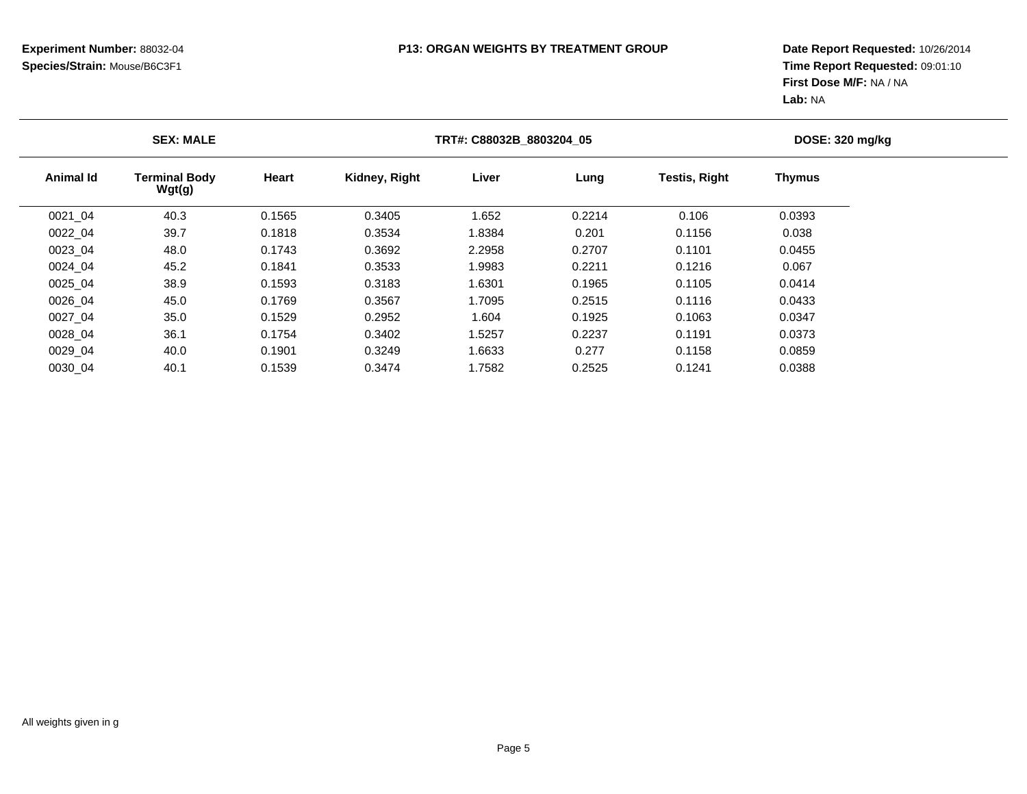**Experiment Number:** 88032-04
**Species/Strain:** Mouse/B6C3F1

**P13: ORGAN WEIGHTS BY TREATMENT GROUP**

**Date Report Requested:** 10/26/2014
**Time Report Requested:** 09:01:10
**First Dose M/F:** NA / NA
**Lab:** NA

**SEX: MALE** | **TRT#: C88032B_8803204_05** | **DOSE: 320 mg/kg**

| Animal Id | Terminal Body Wgt(g) | Heart | Kidney, Right | Liver | Lung | Testis, Right | Thymus |
|---|---|---|---|---|---|---|---|
| 0021_04 | 40.3 | 0.1565 | 0.3405 | 1.652 | 0.2214 | 0.106 | 0.0393 |
| 0022_04 | 39.7 | 0.1818 | 0.3534 | 1.8384 | 0.201 | 0.1156 | 0.038 |
| 0023_04 | 48.0 | 0.1743 | 0.3692 | 2.2958 | 0.2707 | 0.1101 | 0.0455 |
| 0024_04 | 45.2 | 0.1841 | 0.3533 | 1.9983 | 0.2211 | 0.1216 | 0.067 |
| 0025_04 | 38.9 | 0.1593 | 0.3183 | 1.6301 | 0.1965 | 0.1105 | 0.0414 |
| 0026_04 | 45.0 | 0.1769 | 0.3567 | 1.7095 | 0.2515 | 0.1116 | 0.0433 |
| 0027_04 | 35.0 | 0.1529 | 0.2952 | 1.604 | 0.1925 | 0.1063 | 0.0347 |
| 0028_04 | 36.1 | 0.1754 | 0.3402 | 1.5257 | 0.2237 | 0.1191 | 0.0373 |
| 0029_04 | 40.0 | 0.1901 | 0.3249 | 1.6633 | 0.277 | 0.1158 | 0.0859 |
| 0030_04 | 40.1 | 0.1539 | 0.3474 | 1.7582 | 0.2525 | 0.1241 | 0.0388 |

All weights given in g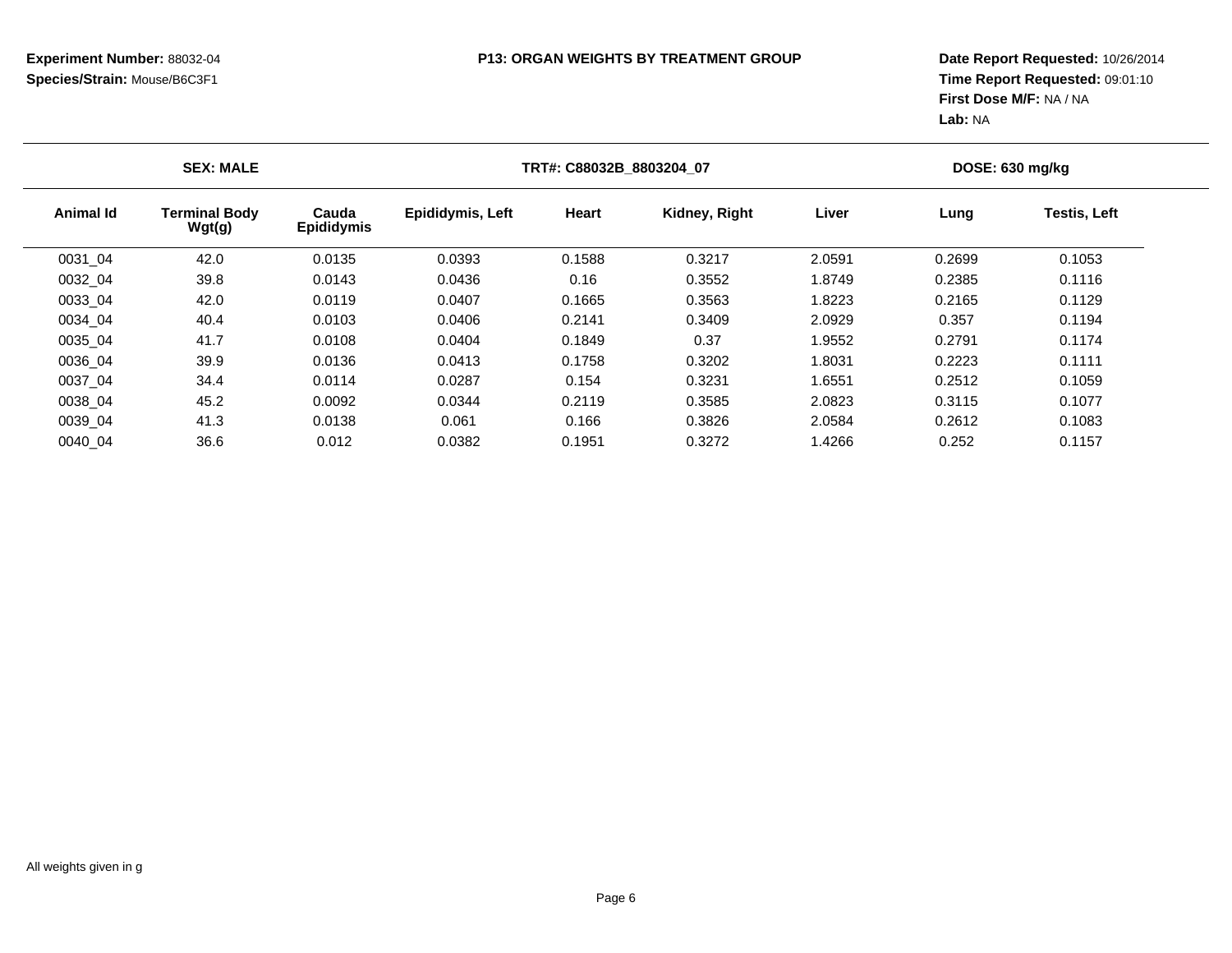**Experiment Number:** 88032-04
**Species/Strain:** Mouse/B6C3F1

**P13: ORGAN WEIGHTS BY TREATMENT GROUP**

**Date Report Requested:** 10/26/2014
**Time Report Requested:** 09:01:10
**First Dose M/F:** NA / NA
**Lab:** NA

**SEX: MALE** | **TRT#: C88032B_8803204_07** | **DOSE: 630 mg/kg**

| Animal Id | Terminal Body Wgt(g) | Cauda Epididymis | Epididymis, Left | Heart | Kidney, Right | Liver | Lung | Testis, Left |
|---|---|---|---|---|---|---|---|---|
| 0031_04 | 42.0 | 0.0135 | 0.0393 | 0.1588 | 0.3217 | 2.0591 | 0.2699 | 0.1053 |
| 0032_04 | 39.8 | 0.0143 | 0.0436 | 0.16 | 0.3552 | 1.8749 | 0.2385 | 0.1116 |
| 0033_04 | 42.0 | 0.0119 | 0.0407 | 0.1665 | 0.3563 | 1.8223 | 0.2165 | 0.1129 |
| 0034_04 | 40.4 | 0.0103 | 0.0406 | 0.2141 | 0.3409 | 2.0929 | 0.357 | 0.1194 |
| 0035_04 | 41.7 | 0.0108 | 0.0404 | 0.1849 | 0.37 | 1.9552 | 0.2791 | 0.1174 |
| 0036_04 | 39.9 | 0.0136 | 0.0413 | 0.1758 | 0.3202 | 1.8031 | 0.2223 | 0.1111 |
| 0037_04 | 34.4 | 0.0114 | 0.0287 | 0.154 | 0.3231 | 1.6551 | 0.2512 | 0.1059 |
| 0038_04 | 45.2 | 0.0092 | 0.0344 | 0.2119 | 0.3585 | 2.0823 | 0.3115 | 0.1077 |
| 0039_04 | 41.3 | 0.0138 | 0.061 | 0.166 | 0.3826 | 2.0584 | 0.2612 | 0.1083 |
| 0040_04 | 36.6 | 0.012 | 0.0382 | 0.1951 | 0.3272 | 1.4266 | 0.252 | 0.1157 |

All weights given in g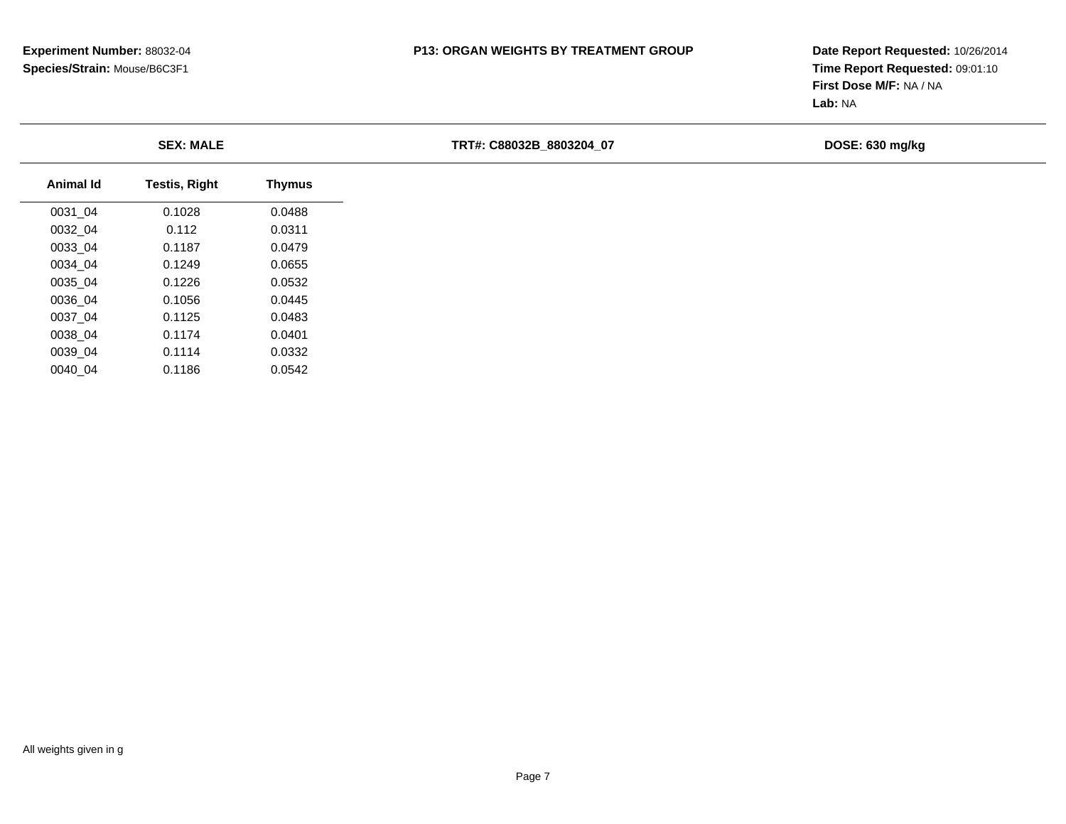**Experiment Number:** 88032-04
**Species/Strain:** Mouse/B6C3F1

**P13: ORGAN WEIGHTS BY TREATMENT GROUP**

**Date Report Requested:** 10/26/2014
**Time Report Requested:** 09:01:10
**First Dose M/F:** NA / NA
**Lab:** NA

**SEX: MALE** | **TRT#: C88032B_8803204_07** | **DOSE: 630 mg/kg**

| Animal Id | Testis, Right | Thymus |
|---|---|---|
| 0031_04 | 0.1028 | 0.0488 |
| 0032_04 | 0.112 | 0.0311 |
| 0033_04 | 0.1187 | 0.0479 |
| 0034_04 | 0.1249 | 0.0655 |
| 0035_04 | 0.1226 | 0.0532 |
| 0036_04 | 0.1056 | 0.0445 |
| 0037_04 | 0.1125 | 0.0483 |
| 0038_04 | 0.1174 | 0.0401 |
| 0039_04 | 0.1114 | 0.0332 |
| 0040_04 | 0.1186 | 0.0542 |

All weights given in g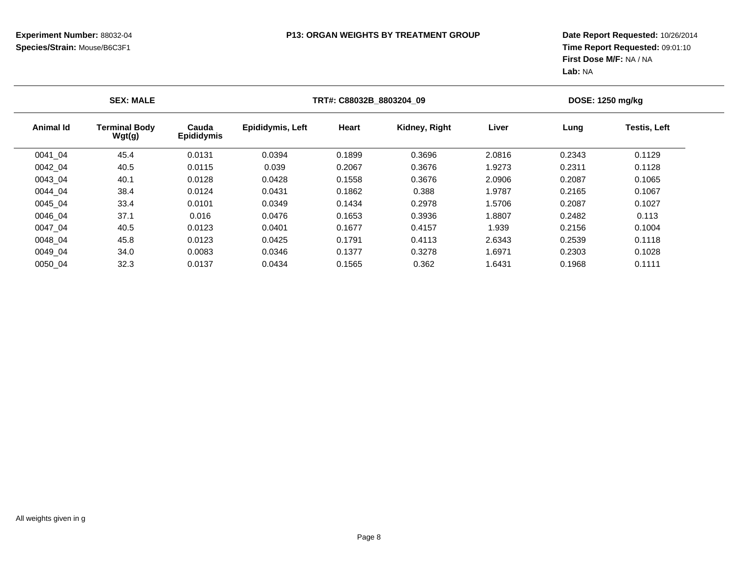**Experiment Number:** 88032-04
**Species/Strain:** Mouse/B6C3F1

**P13: ORGAN WEIGHTS BY TREATMENT GROUP**

**Date Report Requested:** 10/26/2014
**Time Report Requested:** 09:01:10
**First Dose M/F:** NA / NA
**Lab:** NA

**SEX: MALE** | **TRT#: C88032B_8803204_09** | **DOSE: 1250 mg/kg**

| Animal Id | Terminal Body Wgt(g) | Cauda Epididymis | Epididymis, Left | Heart | Kidney, Right | Liver | Lung | Testis, Left |
|---|---|---|---|---|---|---|---|---|
| 0041_04 | 45.4 | 0.0131 | 0.0394 | 0.1899 | 0.3696 | 2.0816 | 0.2343 | 0.1129 |
| 0042_04 | 40.5 | 0.0115 | 0.039 | 0.2067 | 0.3676 | 1.9273 | 0.2311 | 0.1128 |
| 0043_04 | 40.1 | 0.0128 | 0.0428 | 0.1558 | 0.3676 | 2.0906 | 0.2087 | 0.1065 |
| 0044_04 | 38.4 | 0.0124 | 0.0431 | 0.1862 | 0.388 | 1.9787 | 0.2165 | 0.1067 |
| 0045_04 | 33.4 | 0.0101 | 0.0349 | 0.1434 | 0.2978 | 1.5706 | 0.2087 | 0.1027 |
| 0046_04 | 37.1 | 0.016 | 0.0476 | 0.1653 | 0.3936 | 1.8807 | 0.2482 | 0.113 |
| 0047_04 | 40.5 | 0.0123 | 0.0401 | 0.1677 | 0.4157 | 1.939 | 0.2156 | 0.1004 |
| 0048_04 | 45.8 | 0.0123 | 0.0425 | 0.1791 | 0.4113 | 2.6343 | 0.2539 | 0.1118 |
| 0049_04 | 34.0 | 0.0083 | 0.0346 | 0.1377 | 0.3278 | 1.6971 | 0.2303 | 0.1028 |
| 0050_04 | 32.3 | 0.0137 | 0.0434 | 0.1565 | 0.362 | 1.6431 | 0.1968 | 0.1111 |

All weights given in g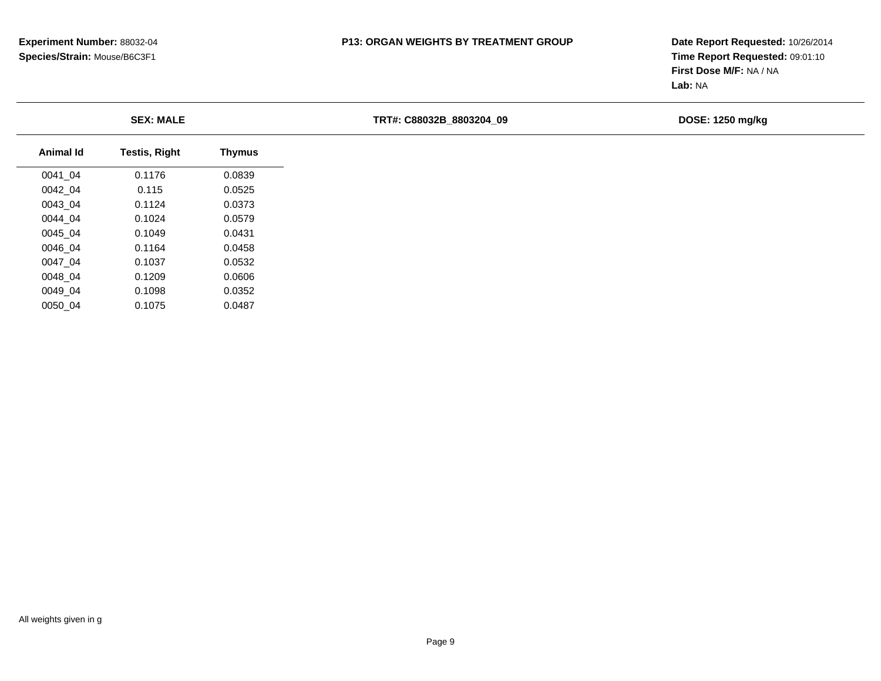**Experiment Number:** 88032-04
**Species/Strain:** Mouse/B6C3F1

**P13: ORGAN WEIGHTS BY TREATMENT GROUP**

**Date Report Requested:** 10/26/2014
**Time Report Requested:** 09:01:10
**First Dose M/F:** NA / NA
**Lab:** NA

**SEX: MALE** **TRT#: C88032B_8803204_09** **DOSE: 1250 mg/kg**

| Animal Id | Testis, Right | Thymus |
|---|---|---|
| 0041_04 | 0.1176 | 0.0839 |
| 0042_04 | 0.115 | 0.0525 |
| 0043_04 | 0.1124 | 0.0373 |
| 0044_04 | 0.1024 | 0.0579 |
| 0045_04 | 0.1049 | 0.0431 |
| 0046_04 | 0.1164 | 0.0458 |
| 0047_04 | 0.1037 | 0.0532 |
| 0048_04 | 0.1209 | 0.0606 |
| 0049_04 | 0.1098 | 0.0352 |
| 0050_04 | 0.1075 | 0.0487 |

All weights given in g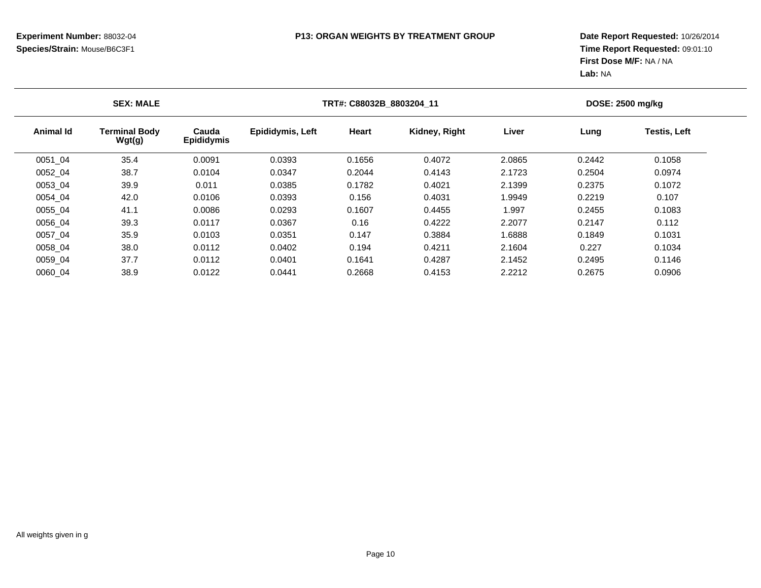**Experiment Number:** 88032-04
**Species/Strain:** Mouse/B6C3F1

**P13: ORGAN WEIGHTS BY TREATMENT GROUP**

**Date Report Requested:** 10/26/2014
**Time Report Requested:** 09:01:10
**First Dose M/F:** NA / NA
**Lab:** NA

**SEX: MALE** | **TRT#: C88032B_8803204_11** | **DOSE: 2500 mg/kg**

| Animal Id | Terminal Body Wgt(g) | Cauda Epididymis | Epididymis, Left | Heart | Kidney, Right | Liver | Lung | Testis, Left |
|---|---|---|---|---|---|---|---|---|
| 0051_04 | 35.4 | 0.0091 | 0.0393 | 0.1656 | 0.4072 | 2.0865 | 0.2442 | 0.1058 |
| 0052_04 | 38.7 | 0.0104 | 0.0347 | 0.2044 | 0.4143 | 2.1723 | 0.2504 | 0.0974 |
| 0053_04 | 39.9 | 0.011 | 0.0385 | 0.1782 | 0.4021 | 2.1399 | 0.2375 | 0.1072 |
| 0054_04 | 42.0 | 0.0106 | 0.0393 | 0.156 | 0.4031 | 1.9949 | 0.2219 | 0.107 |
| 0055_04 | 41.1 | 0.0086 | 0.0293 | 0.1607 | 0.4455 | 1.997 | 0.2455 | 0.1083 |
| 0056_04 | 39.3 | 0.0117 | 0.0367 | 0.16 | 0.4222 | 2.2077 | 0.2147 | 0.112 |
| 0057_04 | 35.9 | 0.0103 | 0.0351 | 0.147 | 0.3884 | 1.6888 | 0.1849 | 0.1031 |
| 0058_04 | 38.0 | 0.0112 | 0.0402 | 0.194 | 0.4211 | 2.1604 | 0.227 | 0.1034 |
| 0059_04 | 37.7 | 0.0112 | 0.0401 | 0.1641 | 0.4287 | 2.1452 | 0.2495 | 0.1146 |
| 0060_04 | 38.9 | 0.0122 | 0.0441 | 0.2668 | 0.4153 | 2.2212 | 0.2675 | 0.0906 |

All weights given in g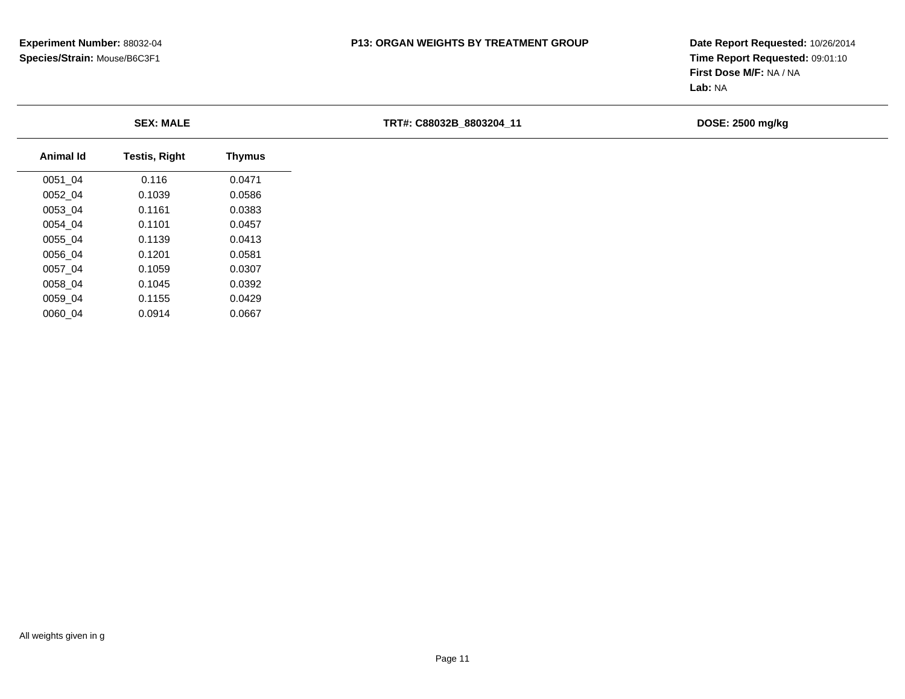**Experiment Number:** 88032-04
**Species/Strain:** Mouse/B6C3F1

**P13: ORGAN WEIGHTS BY TREATMENT GROUP**

**Date Report Requested:** 10/26/2014
**Time Report Requested:** 09:01:10
**First Dose M/F:** NA / NA
**Lab:** NA

**SEX: MALE** | **TRT#: C88032B_8803204_11** | **DOSE: 2500 mg/kg**

| Animal Id | Testis, Right | Thymus |
|---|---|---|
| 0051_04 | 0.116 | 0.0471 |
| 0052_04 | 0.1039 | 0.0586 |
| 0053_04 | 0.1161 | 0.0383 |
| 0054_04 | 0.1101 | 0.0457 |
| 0055_04 | 0.1139 | 0.0413 |
| 0056_04 | 0.1201 | 0.0581 |
| 0057_04 | 0.1059 | 0.0307 |
| 0058_04 | 0.1045 | 0.0392 |
| 0059_04 | 0.1155 | 0.0429 |
| 0060_04 | 0.0914 | 0.0667 |

All weights given in g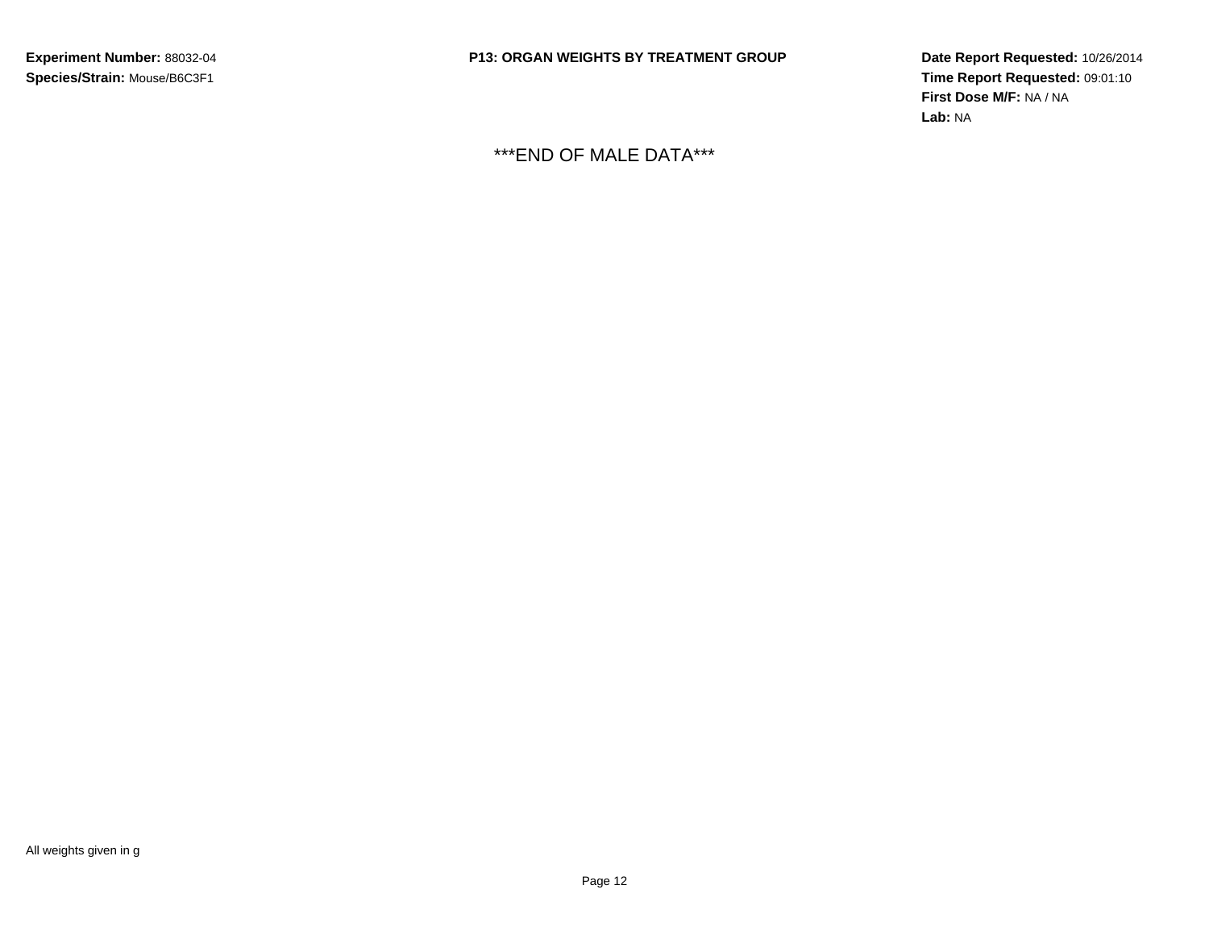**Experiment Number:** 88032-04
**Species/Strain:** Mouse/B6C3F1

**P13: ORGAN WEIGHTS BY TREATMENT GROUP**

**Date Report Requested:** 10/26/2014
**Time Report Requested:** 09:01:10
**First Dose M/F:** NA / NA
**Lab:** NA

\*\*\*END OF MALE DATA\*\*\*

All weights given in g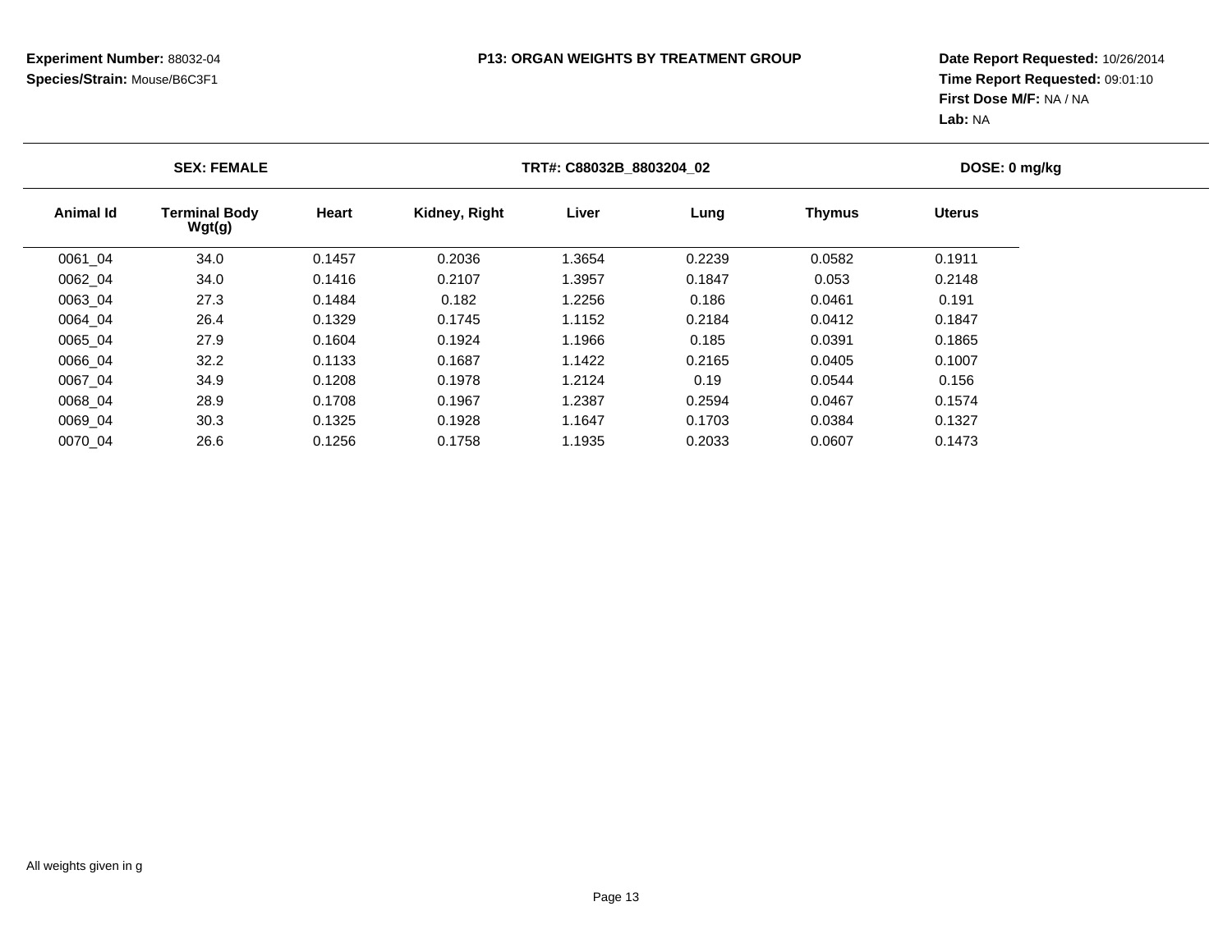**Experiment Number:** 88032-04
**Species/Strain:** Mouse/B6C3F1

**P13: ORGAN WEIGHTS BY TREATMENT GROUP**

**Date Report Requested:** 10/26/2014
**Time Report Requested:** 09:01:10
**First Dose M/F:** NA / NA
**Lab:** NA

**SEX: FEMALE** | **TRT#: C88032B_8803204_02** | **DOSE: 0 mg/kg**

| Animal Id | Terminal Body Wgt(g) | Heart | Kidney, Right | Liver | Lung | Thymus | Uterus |
|---|---|---|---|---|---|---|---|
| 0061_04 | 34.0 | 0.1457 | 0.2036 | 1.3654 | 0.2239 | 0.0582 | 0.1911 |
| 0062_04 | 34.0 | 0.1416 | 0.2107 | 1.3957 | 0.1847 | 0.053 | 0.2148 |
| 0063_04 | 27.3 | 0.1484 | 0.182 | 1.2256 | 0.186 | 0.0461 | 0.191 |
| 0064_04 | 26.4 | 0.1329 | 0.1745 | 1.1152 | 0.2184 | 0.0412 | 0.1847 |
| 0065_04 | 27.9 | 0.1604 | 0.1924 | 1.1966 | 0.185 | 0.0391 | 0.1865 |
| 0066_04 | 32.2 | 0.1133 | 0.1687 | 1.1422 | 0.2165 | 0.0405 | 0.1007 |
| 0067_04 | 34.9 | 0.1208 | 0.1978 | 1.2124 | 0.19 | 0.0544 | 0.156 |
| 0068_04 | 28.9 | 0.1708 | 0.1967 | 1.2387 | 0.2594 | 0.0467 | 0.1574 |
| 0069_04 | 30.3 | 0.1325 | 0.1928 | 1.1647 | 0.1703 | 0.0384 | 0.1327 |
| 0070_04 | 26.6 | 0.1256 | 0.1758 | 1.1935 | 0.2033 | 0.0607 | 0.1473 |

All weights given in g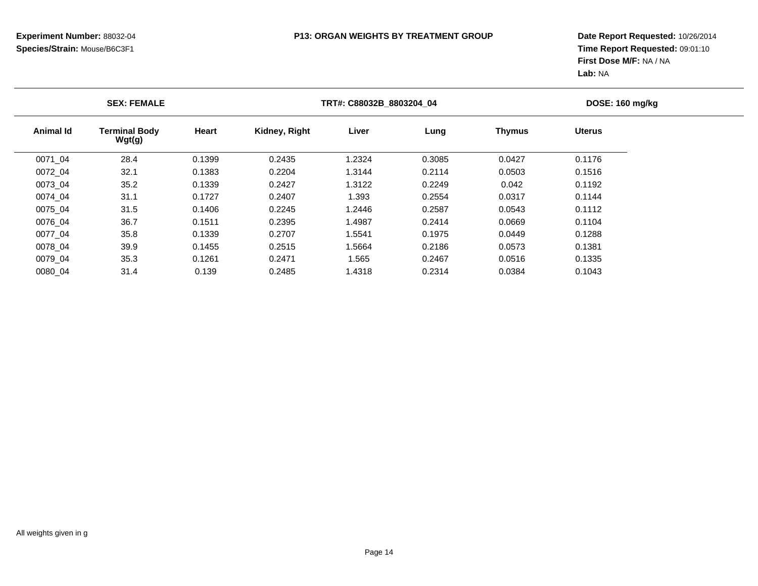**Experiment Number:** 88032-04
**Species/Strain:** Mouse/B6C3F1

**P13: ORGAN WEIGHTS BY TREATMENT GROUP**

**Date Report Requested:** 10/26/2014
**Time Report Requested:** 09:01:10
**First Dose M/F:** NA / NA
**Lab:** NA

**SEX: FEMALE** | **TRT#: C88032B_8803204_04** | **DOSE: 160 mg/kg**

| Animal Id | Terminal Body Wgt(g) | Heart | Kidney, Right | Liver | Lung | Thymus | Uterus |
|---|---|---|---|---|---|---|---|
| 0071_04 | 28.4 | 0.1399 | 0.2435 | 1.2324 | 0.3085 | 0.0427 | 0.1176 |
| 0072_04 | 32.1 | 0.1383 | 0.2204 | 1.3144 | 0.2114 | 0.0503 | 0.1516 |
| 0073_04 | 35.2 | 0.1339 | 0.2427 | 1.3122 | 0.2249 | 0.042 | 0.1192 |
| 0074_04 | 31.1 | 0.1727 | 0.2407 | 1.393 | 0.2554 | 0.0317 | 0.1144 |
| 0075_04 | 31.5 | 0.1406 | 0.2245 | 1.2446 | 0.2587 | 0.0543 | 0.1112 |
| 0076_04 | 36.7 | 0.1511 | 0.2395 | 1.4987 | 0.2414 | 0.0669 | 0.1104 |
| 0077_04 | 35.8 | 0.1339 | 0.2707 | 1.5541 | 0.1975 | 0.0449 | 0.1288 |
| 0078_04 | 39.9 | 0.1455 | 0.2515 | 1.5664 | 0.2186 | 0.0573 | 0.1381 |
| 0079_04 | 35.3 | 0.1261 | 0.2471 | 1.565 | 0.2467 | 0.0516 | 0.1335 |
| 0080_04 | 31.4 | 0.139 | 0.2485 | 1.4318 | 0.2314 | 0.0384 | 0.1043 |

All weights given in g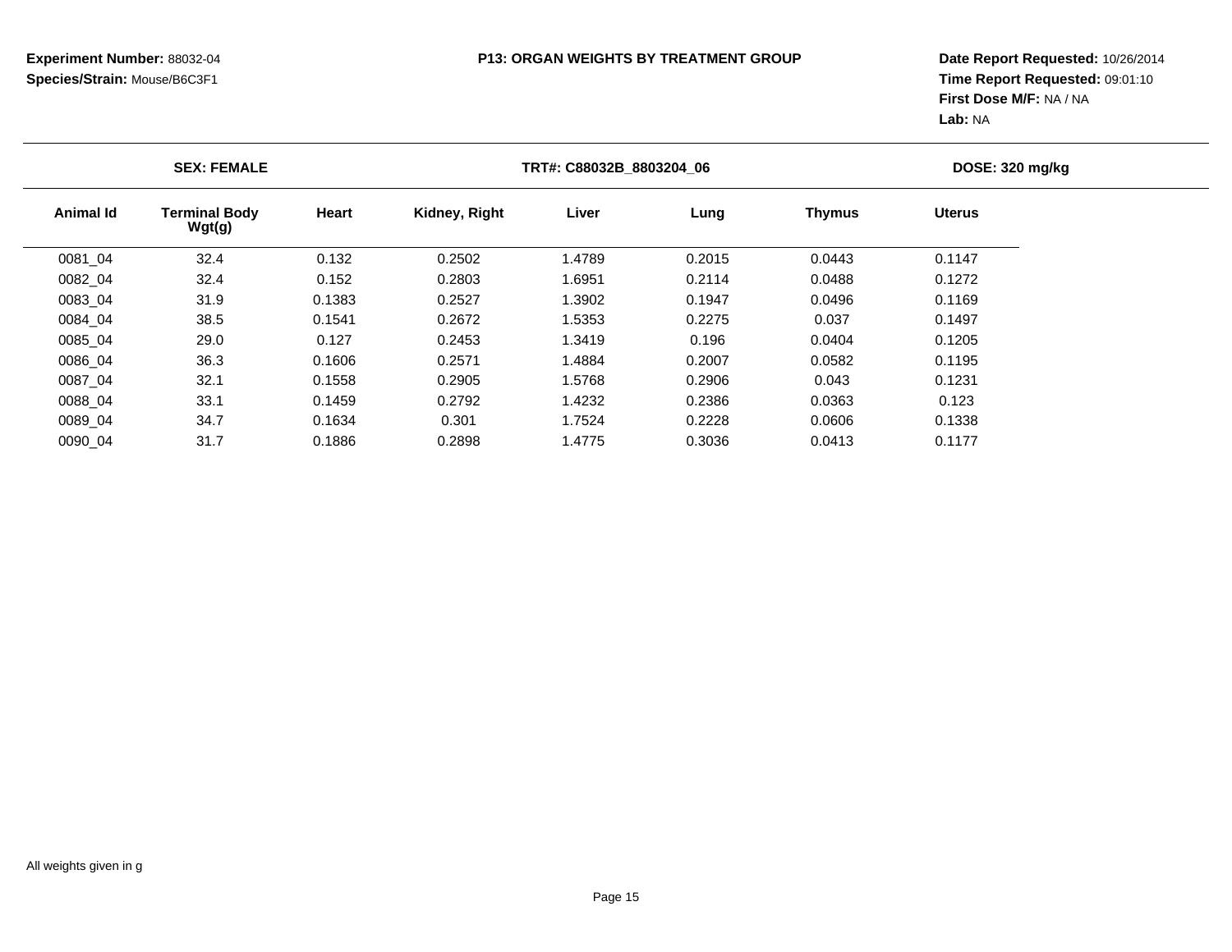**Experiment Number:** 88032-04
**Species/Strain:** Mouse/B6C3F1

**P13: ORGAN WEIGHTS BY TREATMENT GROUP**

**Date Report Requested:** 10/26/2014
**Time Report Requested:** 09:01:10
**First Dose M/F:** NA / NA
**Lab:** NA

**SEX: FEMALE** | **TRT#: C88032B_8803204_06** | **DOSE: 320 mg/kg**

| Animal Id | Terminal Body Wgt(g) | Heart | Kidney, Right | Liver | Lung | Thymus | Uterus |
|---|---|---|---|---|---|---|---|
| 0081_04 | 32.4 | 0.132 | 0.2502 | 1.4789 | 0.2015 | 0.0443 | 0.1147 |
| 0082_04 | 32.4 | 0.152 | 0.2803 | 1.6951 | 0.2114 | 0.0488 | 0.1272 |
| 0083_04 | 31.9 | 0.1383 | 0.2527 | 1.3902 | 0.1947 | 0.0496 | 0.1169 |
| 0084_04 | 38.5 | 0.1541 | 0.2672 | 1.5353 | 0.2275 | 0.037 | 0.1497 |
| 0085_04 | 29.0 | 0.127 | 0.2453 | 1.3419 | 0.196 | 0.0404 | 0.1205 |
| 0086_04 | 36.3 | 0.1606 | 0.2571 | 1.4884 | 0.2007 | 0.0582 | 0.1195 |
| 0087_04 | 32.1 | 0.1558 | 0.2905 | 1.5768 | 0.2906 | 0.043 | 0.1231 |
| 0088_04 | 33.1 | 0.1459 | 0.2792 | 1.4232 | 0.2386 | 0.0363 | 0.123 |
| 0089_04 | 34.7 | 0.1634 | 0.301 | 1.7524 | 0.2228 | 0.0606 | 0.1338 |
| 0090_04 | 31.7 | 0.1886 | 0.2898 | 1.4775 | 0.3036 | 0.0413 | 0.1177 |

All weights given in g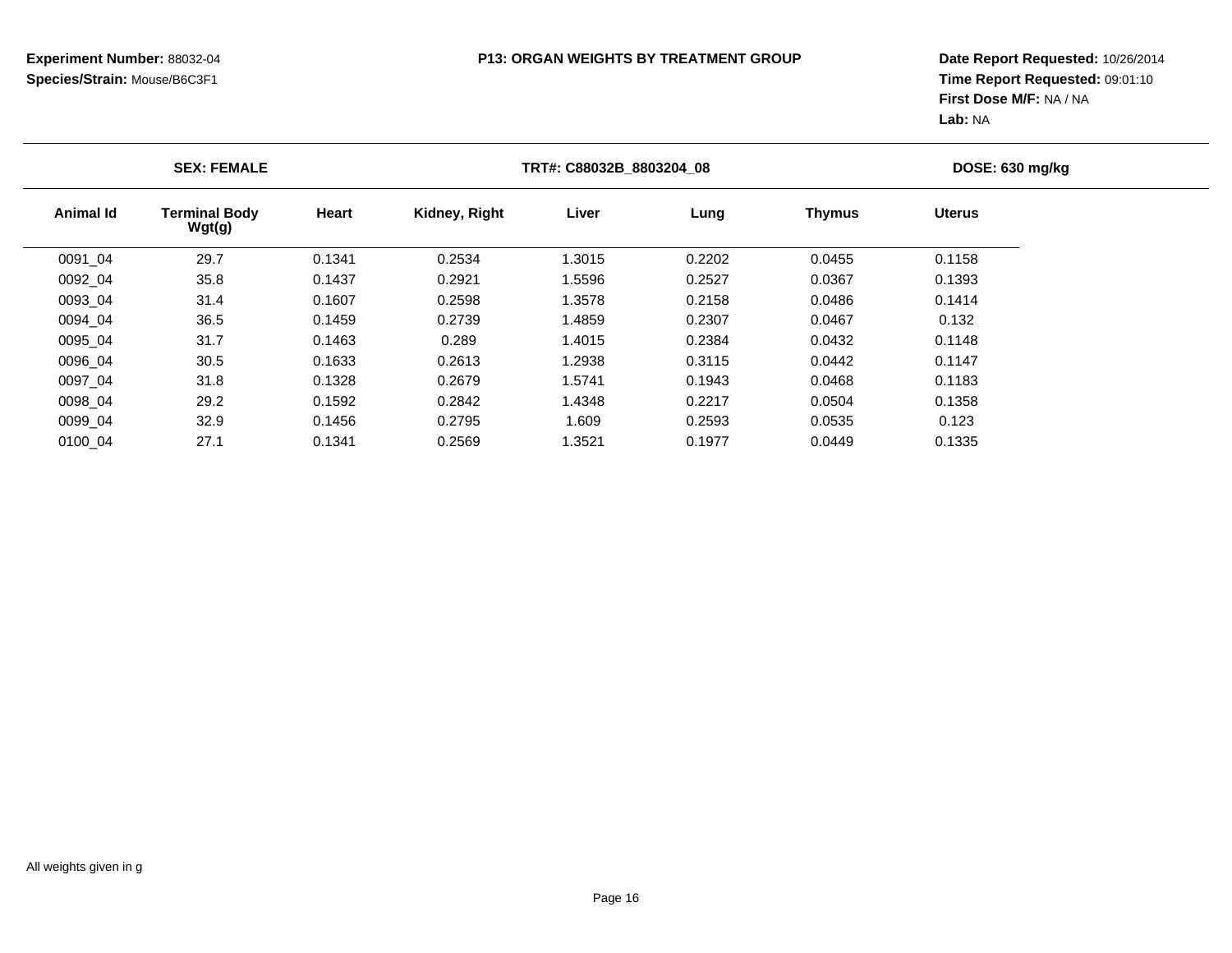**Experiment Number:** 88032-04
**Species/Strain:** Mouse/B6C3F1

**P13: ORGAN WEIGHTS BY TREATMENT GROUP**

**Date Report Requested:** 10/26/2014
**Time Report Requested:** 09:01:10
**First Dose M/F:** NA / NA
**Lab:** NA

**SEX: FEMALE** | **TRT#: C88032B_8803204_08** | **DOSE: 630 mg/kg**

| Animal Id | Terminal Body Wgt(g) | Heart | Kidney, Right | Liver | Lung | Thymus | Uterus |
|---|---|---|---|---|---|---|---|
| 0091_04 | 29.7 | 0.1341 | 0.2534 | 1.3015 | 0.2202 | 0.0455 | 0.1158 |
| 0092_04 | 35.8 | 0.1437 | 0.2921 | 1.5596 | 0.2527 | 0.0367 | 0.1393 |
| 0093_04 | 31.4 | 0.1607 | 0.2598 | 1.3578 | 0.2158 | 0.0486 | 0.1414 |
| 0094_04 | 36.5 | 0.1459 | 0.2739 | 1.4859 | 0.2307 | 0.0467 | 0.132 |
| 0095_04 | 31.7 | 0.1463 | 0.289 | 1.4015 | 0.2384 | 0.0432 | 0.1148 |
| 0096_04 | 30.5 | 0.1633 | 0.2613 | 1.2938 | 0.3115 | 0.0442 | 0.1147 |
| 0097_04 | 31.8 | 0.1328 | 0.2679 | 1.5741 | 0.1943 | 0.0468 | 0.1183 |
| 0098_04 | 29.2 | 0.1592 | 0.2842 | 1.4348 | 0.2217 | 0.0504 | 0.1358 |
| 0099_04 | 32.9 | 0.1456 | 0.2795 | 1.609 | 0.2593 | 0.0535 | 0.123 |
| 0100_04 | 27.1 | 0.1341 | 0.2569 | 1.3521 | 0.1977 | 0.0449 | 0.1335 |

All weights given in g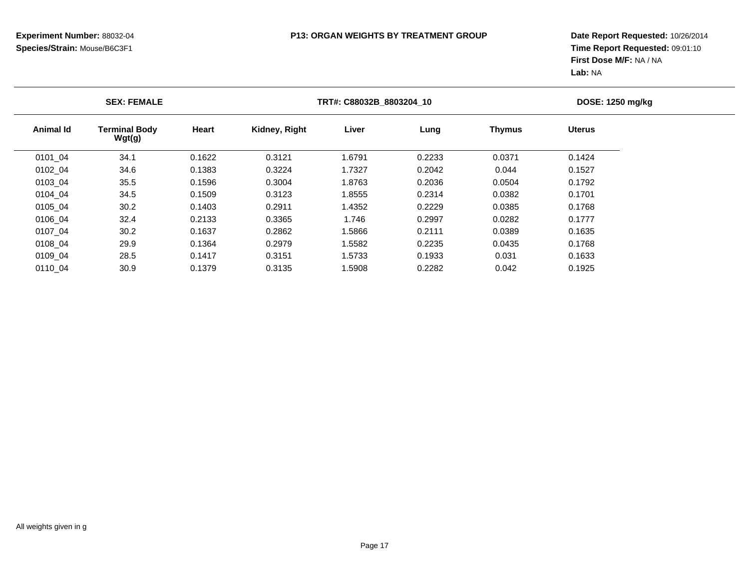**Experiment Number:** 88032-04
**Species/Strain:** Mouse/B6C3F1

**P13: ORGAN WEIGHTS BY TREATMENT GROUP**

**Date Report Requested:** 10/26/2014
**Time Report Requested:** 09:01:10
**First Dose M/F:** NA / NA
**Lab:** NA

**SEX: FEMALE** | **TRT#: C88032B_8803204_10** | **DOSE: 1250 mg/kg**

| Animal Id | Terminal Body Wgt(g) | Heart | Kidney, Right | Liver | Lung | Thymus | Uterus |
|---|---|---|---|---|---|---|---|
| 0101_04 | 34.1 | 0.1622 | 0.3121 | 1.6791 | 0.2233 | 0.0371 | 0.1424 |
| 0102_04 | 34.6 | 0.1383 | 0.3224 | 1.7327 | 0.2042 | 0.044 | 0.1527 |
| 0103_04 | 35.5 | 0.1596 | 0.3004 | 1.8763 | 0.2036 | 0.0504 | 0.1792 |
| 0104_04 | 34.5 | 0.1509 | 0.3123 | 1.8555 | 0.2314 | 0.0382 | 0.1701 |
| 0105_04 | 30.2 | 0.1403 | 0.2911 | 1.4352 | 0.2229 | 0.0385 | 0.1768 |
| 0106_04 | 32.4 | 0.2133 | 0.3365 | 1.746 | 0.2997 | 0.0282 | 0.1777 |
| 0107_04 | 30.2 | 0.1637 | 0.2862 | 1.5866 | 0.2111 | 0.0389 | 0.1635 |
| 0108_04 | 29.9 | 0.1364 | 0.2979 | 1.5582 | 0.2235 | 0.0435 | 0.1768 |
| 0109_04 | 28.5 | 0.1417 | 0.3151 | 1.5733 | 0.1933 | 0.031 | 0.1633 |
| 0110_04 | 30.9 | 0.1379 | 0.3135 | 1.5908 | 0.2282 | 0.042 | 0.1925 |

All weights given in g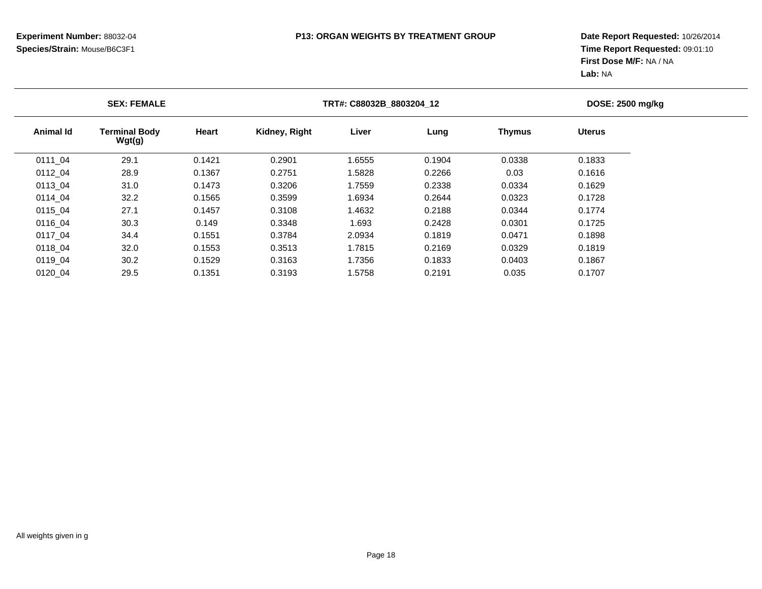**Experiment Number:** 88032-04
**Species/Strain:** Mouse/B6C3F1

**P13: ORGAN WEIGHTS BY TREATMENT GROUP**

**Date Report Requested:** 10/26/2014
**Time Report Requested:** 09:01:10
**First Dose M/F:** NA / NA
**Lab:** NA

**SEX: FEMALE** | **TRT#: C88032B_8803204_12** | **DOSE: 2500 mg/kg**

| Animal Id | Terminal Body Wgt(g) | Heart | Kidney, Right | Liver | Lung | Thymus | Uterus |
|---|---|---|---|---|---|---|---|
| 0111_04 | 29.1 | 0.1421 | 0.2901 | 1.6555 | 0.1904 | 0.0338 | 0.1833 |
| 0112_04 | 28.9 | 0.1367 | 0.2751 | 1.5828 | 0.2266 | 0.03 | 0.1616 |
| 0113_04 | 31.0 | 0.1473 | 0.3206 | 1.7559 | 0.2338 | 0.0334 | 0.1629 |
| 0114_04 | 32.2 | 0.1565 | 0.3599 | 1.6934 | 0.2644 | 0.0323 | 0.1728 |
| 0115_04 | 27.1 | 0.1457 | 0.3108 | 1.4632 | 0.2188 | 0.0344 | 0.1774 |
| 0116_04 | 30.3 | 0.149 | 0.3348 | 1.693 | 0.2428 | 0.0301 | 0.1725 |
| 0117_04 | 34.4 | 0.1551 | 0.3784 | 2.0934 | 0.1819 | 0.0471 | 0.1898 |
| 0118_04 | 32.0 | 0.1553 | 0.3513 | 1.7815 | 0.2169 | 0.0329 | 0.1819 |
| 0119_04 | 30.2 | 0.1529 | 0.3163 | 1.7356 | 0.1833 | 0.0403 | 0.1867 |
| 0120_04 | 29.5 | 0.1351 | 0.3193 | 1.5758 | 0.2191 | 0.035 | 0.1707 |

All weights given in g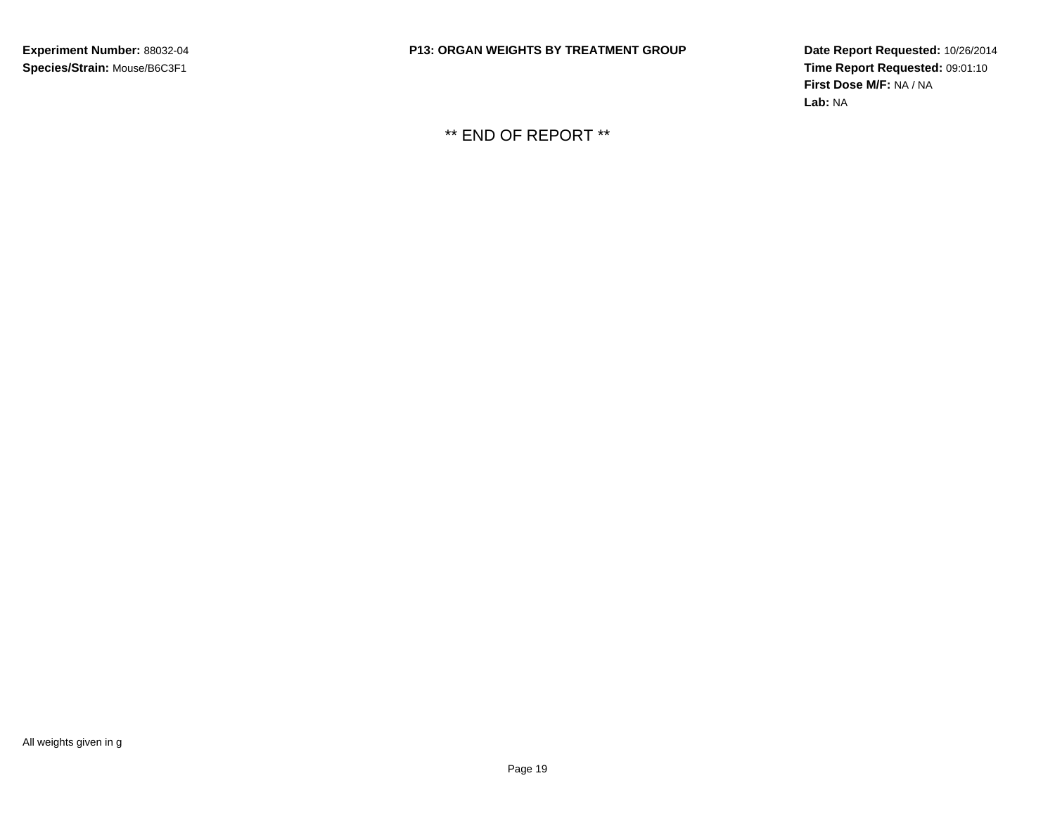**Experiment Number:** 88032-04
**Species/Strain:** Mouse/B6C3F1

**P13: ORGAN WEIGHTS BY TREATMENT GROUP**

**Date Report Requested:** 10/26/2014
**Time Report Requested:** 09:01:10
**First Dose M/F:** NA / NA
**Lab:** NA

** END OF REPORT **

All weights given in g